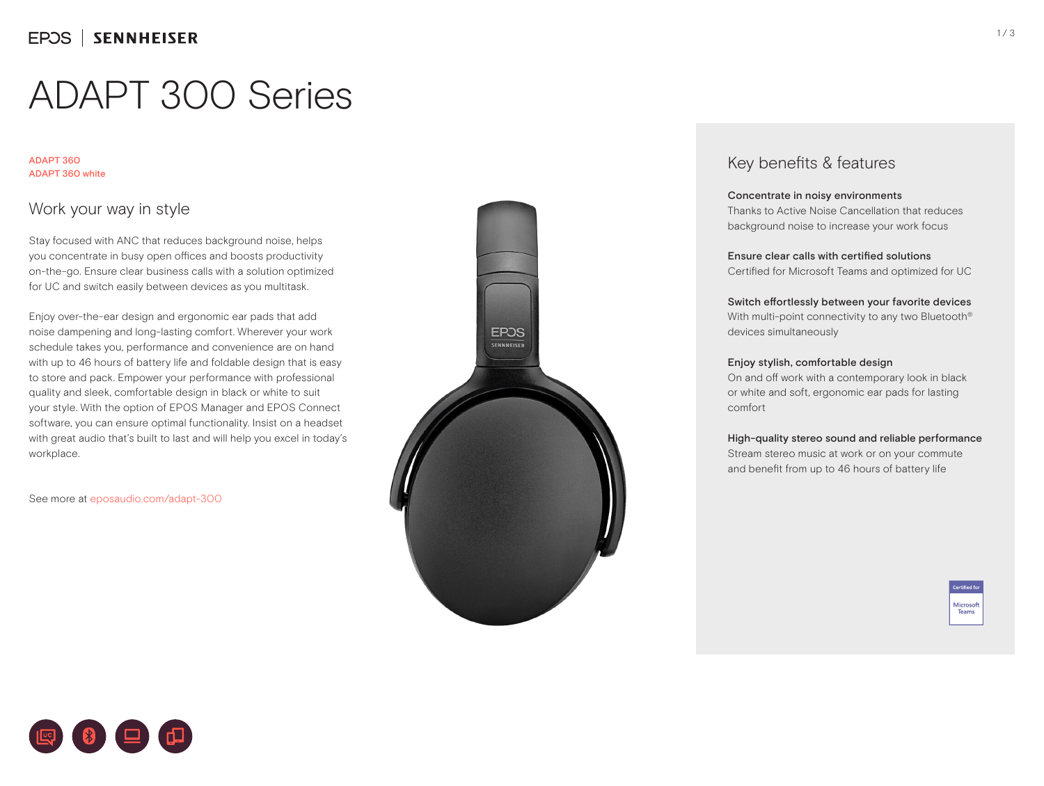EPOS | SENNHEISER

# ADAPT 300 Series

ADAPT 360
ADAPT 360 white

## Work your way in style

Stay focused with ANC that reduces background noise, helps you concentrate in busy open offices and boosts productivity on-the-go. Ensure clear business calls with a solution optimized for UC and switch easily between devices as you multitask.

Enjoy over-the-ear design and ergonomic ear pads that add noise dampening and long-lasting comfort. Wherever your work schedule takes you, performance and convenience are on hand with up to 46 hours of battery life and foldable design that is easy to store and pack. Empower your performance with professional quality and sleek, comfortable design in black or white to suit your style. With the option of EPOS Manager and EPOS Connect software, you can ensure optimal functionality. Insist on a headset with great audio that's built to last and will help you excel in today's workplace.

See more at eposaudio.com/adapt-300

## Key benefits & features

**Concentrate in noisy environments**
Thanks to Active Noise Cancellation that reduces background noise to increase your work focus

**Ensure clear calls with certified solutions**
Certified for Microsoft Teams and optimized for UC

**Switch effortlessly between your favorite devices**
With multi-point connectivity to any two Bluetooth® devices simultaneously

**Enjoy stylish, comfortable design**
On and off work with a contemporary look in black or white and soft, ergonomic ear pads for lasting comfort

**High-quality stereo sound and reliable performance**
Stream stereo music at work or on your commute and benefit from up to 46 hours of battery life

Certified for Microsoft Teams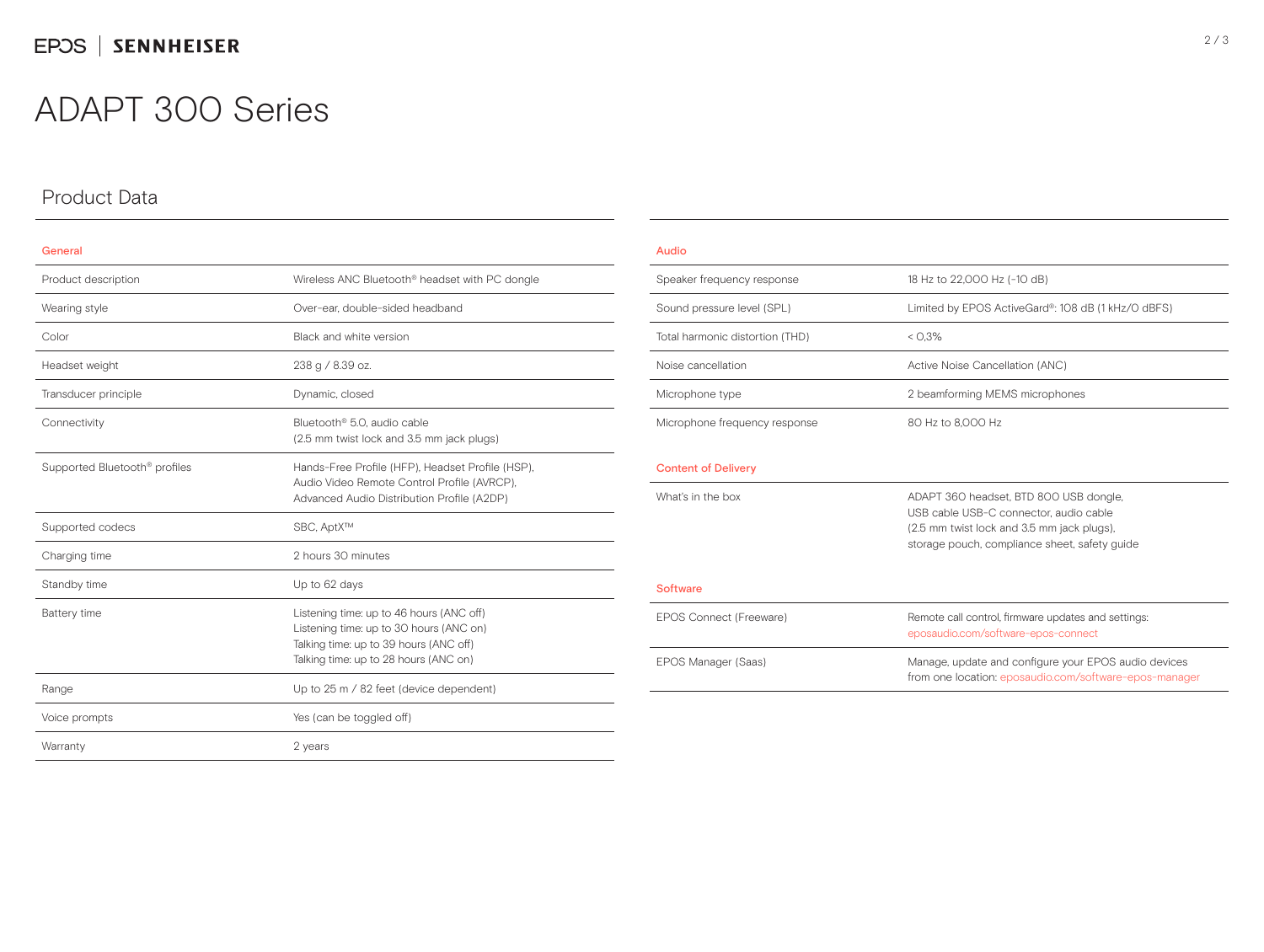# ADAPT 300 Series

## Product Data

### General

| | |
|---|---|
| Product description | Wireless ANC Bluetooth® headset with PC dongle |
| Wearing style | Over-ear, double-sided headband |
| Color | Black and white version |
| Headset weight | 238 g / 8.39 oz. |
| Transducer principle | Dynamic, closed |
| Connectivity | Bluetooth® 5.0, audio cable (2.5 mm twist lock and 3.5 mm jack plugs) |
| Supported Bluetooth® profiles | Hands-Free Profile (HFP), Headset Profile (HSP), Audio Video Remote Control Profile (AVRCP), Advanced Audio Distribution Profile (A2DP) |
| Supported codecs | SBC, AptX™ |
| Charging time | 2 hours 30 minutes |
| Standby time | Up to 62 days |
| Battery time | Listening time: up to 46 hours (ANC off)<br>Listening time: up to 30 hours (ANC on)<br>Talking time: up to 39 hours (ANC off)<br>Talking time: up to 28 hours (ANC on) |
| Range | Up to 25 m / 82 feet (device dependent) |
| Voice prompts | Yes (can be toggled off) |
| Warranty | 2 years |

### Audio

| | |
|---|---|
| Speaker frequency response | 18 Hz to 22,000 Hz (-10 dB) |
| Sound pressure level (SPL) | Limited by EPOS ActiveGard®: 108 dB (1 kHz/0 dBFS) |
| Total harmonic distortion (THD) | < 0,3% |
| Noise cancellation | Active Noise Cancellation (ANC) |
| Microphone type | 2 beamforming MEMS microphones |
| Microphone frequency response | 80 Hz to 8,000 Hz |

### Content of Delivery

| | |
|---|---|
| What's in the box | ADAPT 360 headset, BTD 800 USB dongle, USB cable USB-C connector, audio cable (2.5 mm twist lock and 3.5 mm jack plugs), storage pouch, compliance sheet, safety guide |

### Software

| | |
|---|---|
| EPOS Connect (Freeware) | Remote call control, firmware updates and settings: eposaudio.com/software-epos-connect |
| EPOS Manager (Saas) | Manage, update and configure your EPOS audio devices from one location: eposaudio.com/software-epos-manager |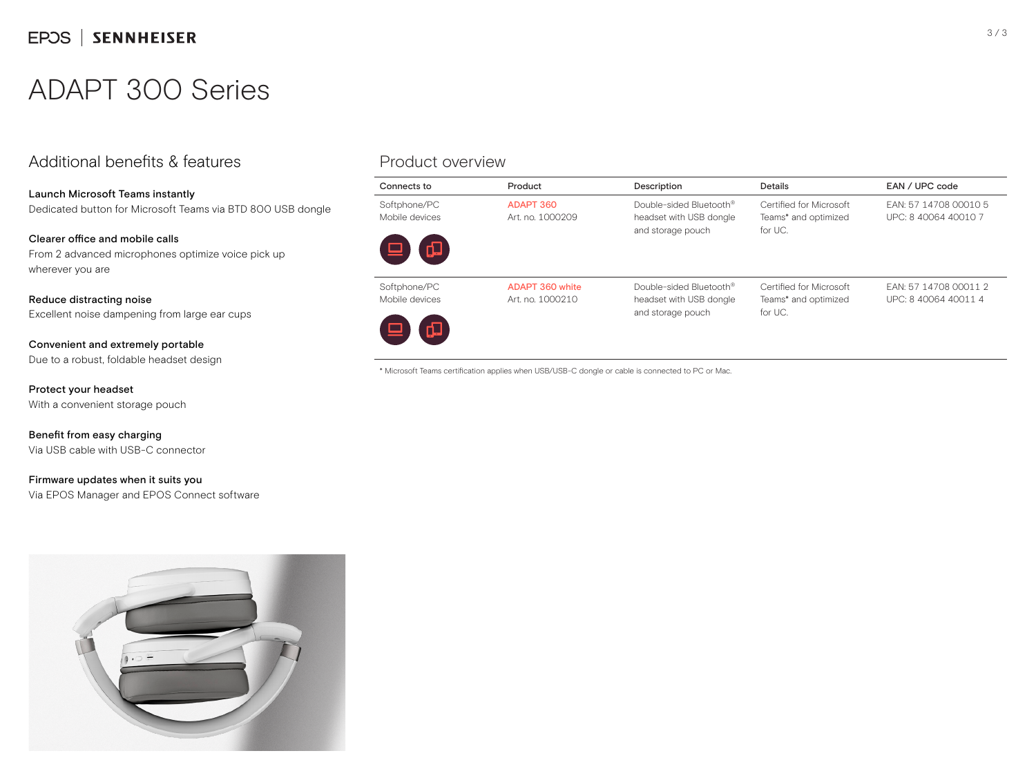# ADAPT 300 Series

## Additional benefits & features

**Launch Microsoft Teams instantly**
Dedicated button for Microsoft Teams via BTD 800 USB dongle

**Clearer office and mobile calls**
From 2 advanced microphones optimize voice pick up wherever you are

**Reduce distracting noise**
Excellent noise dampening from large ear cups

**Convenient and extremely portable**
Due to a robust, foldable headset design

**Protect your headset**
With a convenient storage pouch

**Benefit from easy charging**
Via USB cable with USB-C connector

**Firmware updates when it suits you**
Via EPOS Manager and EPOS Connect software

## Product overview

| Connects to | Product | Description | Details | EAN / UPC code |
|---|---|---|---|---|
| Softphone/PC<br>Mobile devices | ADAPT 360<br>Art. no. 1000209 | Double-sided Bluetooth® headset with USB dongle and storage pouch | Certified for Microsoft Teams* and optimized for UC. | EAN: 57 14708 00010 5<br>UPC: 8 40064 40010 7 |
| Softphone/PC<br>Mobile devices | ADAPT 360 white<br>Art. no. 1000210 | Double-sided Bluetooth® headset with USB dongle and storage pouch | Certified for Microsoft Teams* and optimized for UC. | EAN: 57 14708 00011 2<br>UPC: 8 40064 40011 4 |

* Microsoft Teams certification applies when USB/USB-C dongle or cable is connected to PC or Mac.